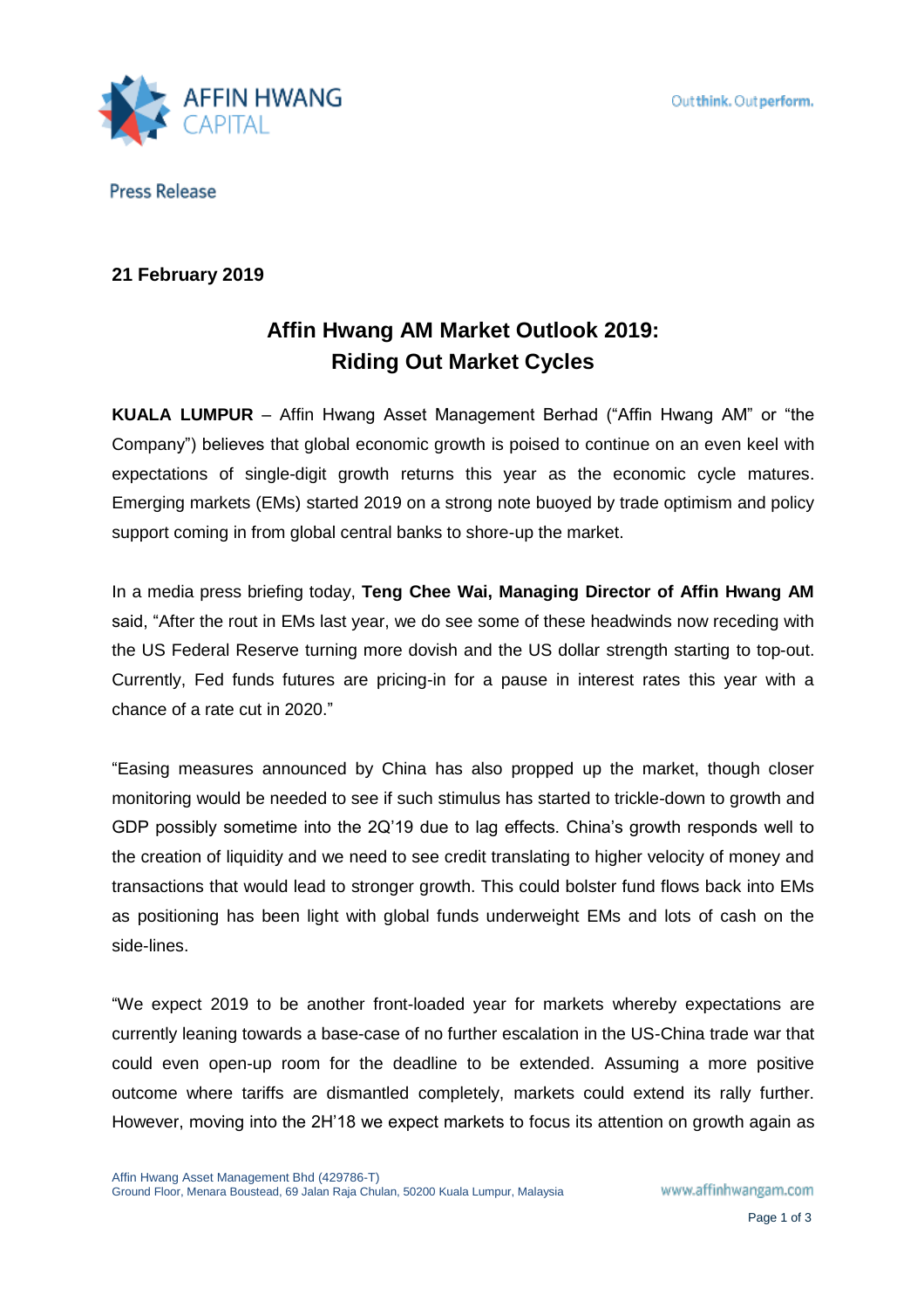Press Release

**21 February 2019**

# Affin Hwang AM Market Outlook 2019: Riding Out Market Cycles

**KUALA LUMPUR** – Affin Hwang Asset Management Berhad ("Affin Hwang AM" or "the Company") believes that global economic growth is poised to continue on an even keel with expectations of single-digit growth returns this year as the economic cycle matures. Emerging markets (EMs) started 2019 on a strong note buoyed by trade optimism and policy support coming in from global central banks to shore-up the market.

In a media press briefing today, **Teng Chee Wai, Managing Director of Affin Hwang AM** said, "After the rout in EMs last year, we do see some of these headwinds now receding with the US Federal Reserve turning more dovish and the US dollar strength starting to top-out. Currently, Fed funds futures are pricing-in for a pause in interest rates this year with a chance of a rate cut in 2020."

"Easing measures announced by China has also propped up the market, though closer monitoring would be needed to see if such stimulus has started to trickle-down to growth and GDP possibly sometime into the 2Q'19 due to lag effects. China's growth responds well to the creation of liquidity and we need to see credit translating to higher velocity of money and transactions that would lead to stronger growth. This could bolster fund flows back into EMs as positioning has been light with global funds underweight EMs and lots of cash on the side-lines.

"We expect 2019 to be another front-loaded year for markets whereby expectations are currently leaning towards a base-case of no further escalation in the US-China trade war that could even open-up room for the deadline to be extended. Assuming a more positive outcome where tariffs are dismantled completely, markets could extend its rally further. However, moving into the 2H'18 we expect markets to focus its attention on growth again as

Affin Hwang Asset Management Bhd (429786-T)
Ground Floor, Menara Boustead, 69 Jalan Raja Chulan, 50200 Kuala Lumpur, Malaysia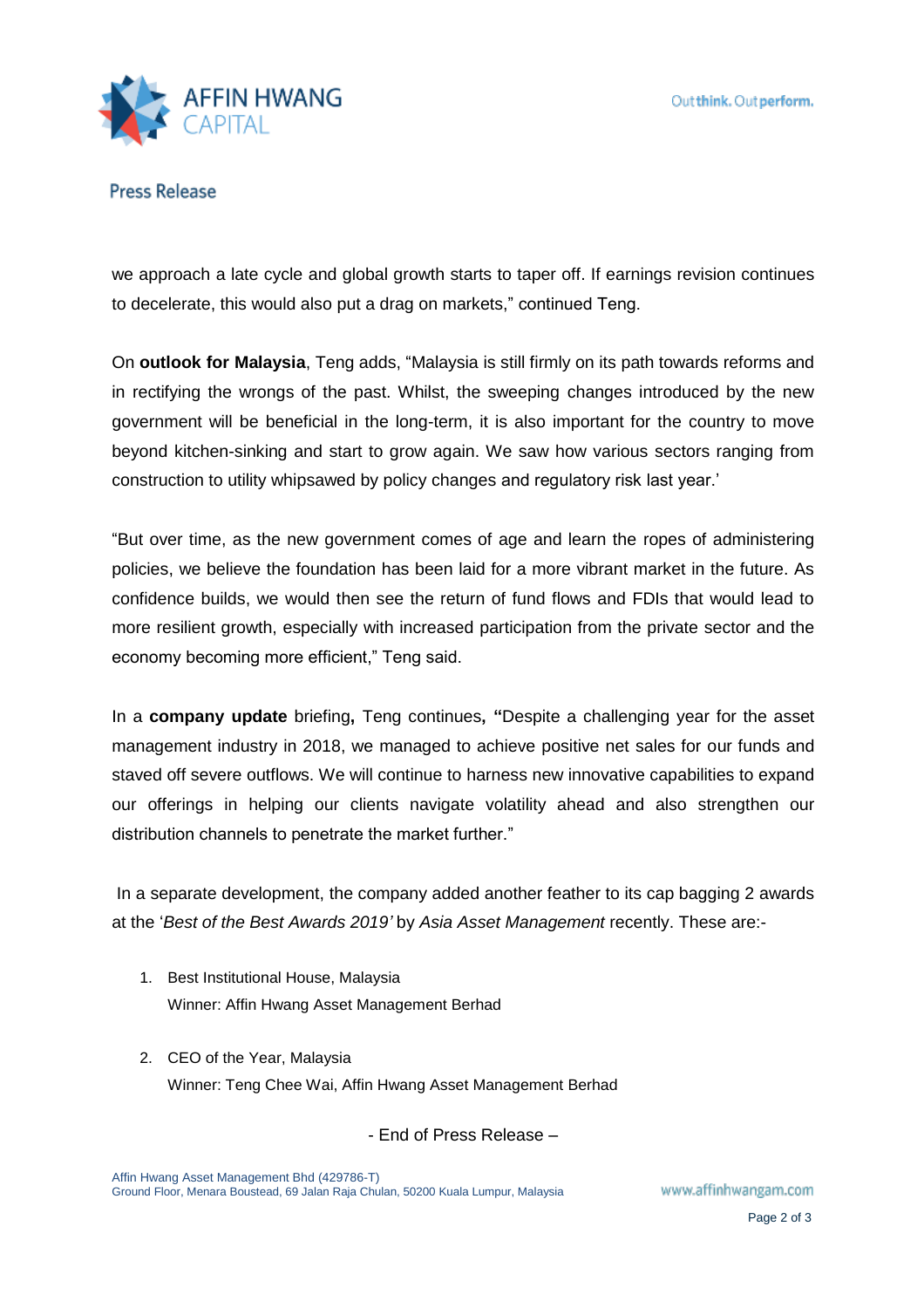we approach a late cycle and global growth starts to taper off. If earnings revision continues to decelerate, this would also put a drag on markets," continued Teng.

On **outlook for Malaysia**, Teng adds, "Malaysia is still firmly on its path towards reforms and in rectifying the wrongs of the past. Whilst, the sweeping changes introduced by the new government will be beneficial in the long-term, it is also important for the country to move beyond kitchen-sinking and start to grow again. We saw how various sectors ranging from construction to utility whipsawed by policy changes and regulatory risk last year.'

"But over time, as the new government comes of age and learn the ropes of administering policies, we believe the foundation has been laid for a more vibrant market in the future. As confidence builds, we would then see the return of fund flows and FDIs that would lead to more resilient growth, especially with increased participation from the private sector and the economy becoming more efficient," Teng said.

In a **company update** briefing**,** Teng continues**, "**Despite a challenging year for the asset management industry in 2018, we managed to achieve positive net sales for our funds and staved off severe outflows. We will continue to harness new innovative capabilities to expand our offerings in helping our clients navigate volatility ahead and also strengthen our distribution channels to penetrate the market further."

In a separate development, the company added another feather to its cap bagging 2 awards at the '*Best of the Best Awards 2019'* by *Asia Asset Management* recently. These are:-

1. Best Institutional House, Malaysia
   Winner: Affin Hwang Asset Management Berhad

2. CEO of the Year, Malaysia
   Winner: Teng Chee Wai, Affin Hwang Asset Management Berhad

- End of Press Release –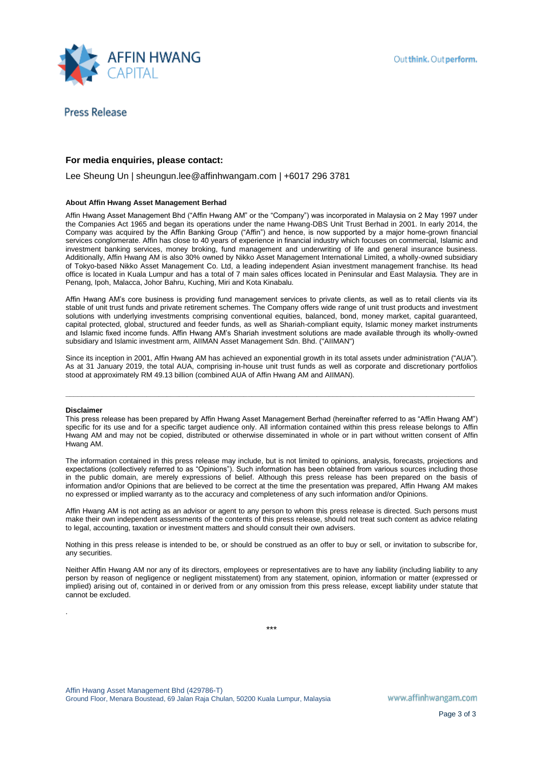Press Release

### For media enquiries, please contact:

Lee Sheung Un | sheungun.lee@affinhwangam.com | +6017 296 3781

**About Affin Hwang Asset Management Berhad**

Affin Hwang Asset Management Bhd ("Affin Hwang AM" or the "Company") was incorporated in Malaysia on 2 May 1997 under the Companies Act 1965 and began its operations under the name Hwang-DBS Unit Trust Berhad in 2001. In early 2014, the Company was acquired by the Affin Banking Group ("Affin") and hence, is now supported by a major home-grown financial services conglomerate. Affin has close to 40 years of experience in financial industry which focuses on commercial, Islamic and investment banking services, money broking, fund management and underwriting of life and general insurance business. Additionally, Affin Hwang AM is also 30% owned by Nikko Asset Management International Limited, a wholly-owned subsidiary of Tokyo-based Nikko Asset Management Co. Ltd, a leading independent Asian investment management franchise. Its head office is located in Kuala Lumpur and has a total of 7 main sales offices located in Peninsular and East Malaysia. They are in Penang, Ipoh, Malacca, Johor Bahru, Kuching, Miri and Kota Kinabalu.

Affin Hwang AM's core business is providing fund management services to private clients, as well as to retail clients via its stable of unit trust funds and private retirement schemes. The Company offers wide range of unit trust products and investment solutions with underlying investments comprising conventional equities, balanced, bond, money market, capital guaranteed, capital protected, global, structured and feeder funds, as well as Shariah-compliant equity, Islamic money market instruments and Islamic fixed income funds. Affin Hwang AM's Shariah investment solutions are made available through its wholly-owned subsidiary and Islamic investment arm, AIIMAN Asset Management Sdn. Bhd. ("AIIMAN")

Since its inception in 2001, Affin Hwang AM has achieved an exponential growth in its total assets under administration ("AUA"). As at 31 January 2019, the total AUA, comprising in-house unit trust funds as well as corporate and discretionary portfolios stood at approximately RM 49.13 billion (combined AUA of Affin Hwang AM and AIIMAN).

---

**Disclaimer**

This press release has been prepared by Affin Hwang Asset Management Berhad (hereinafter referred to as "Affin Hwang AM") specific for its use and for a specific target audience only. All information contained within this press release belongs to Affin Hwang AM and may not be copied, distributed or otherwise disseminated in whole or in part without written consent of Affin Hwang AM.

The information contained in this press release may include, but is not limited to opinions, analysis, forecasts, projections and expectations (collectively referred to as "Opinions"). Such information has been obtained from various sources including those in the public domain, are merely expressions of belief. Although this press release has been prepared on the basis of information and/or Opinions that are believed to be correct at the time the presentation was prepared, Affin Hwang AM makes no expressed or implied warranty as to the accuracy and completeness of any such information and/or Opinions.

Affin Hwang AM is not acting as an advisor or agent to any person to whom this press release is directed. Such persons must make their own independent assessments of the contents of this press release, should not treat such content as advice relating to legal, accounting, taxation or investment matters and should consult their own advisers.

Nothing in this press release is intended to be, or should be construed as an offer to buy or sell, or invitation to subscribe for, any securities.

Neither Affin Hwang AM nor any of its directors, employees or representatives are to have any liability (including liability to any person by reason of negligence or negligent misstatement) from any statement, opinion, information or matter (expressed or implied) arising out of, contained in or derived from or any omission from this press release, except liability under statute that cannot be excluded.

***

Affin Hwang Asset Management Bhd (429786-T)
Ground Floor, Menara Boustead, 69 Jalan Raja Chulan, 50200 Kuala Lumpur, Malaysia